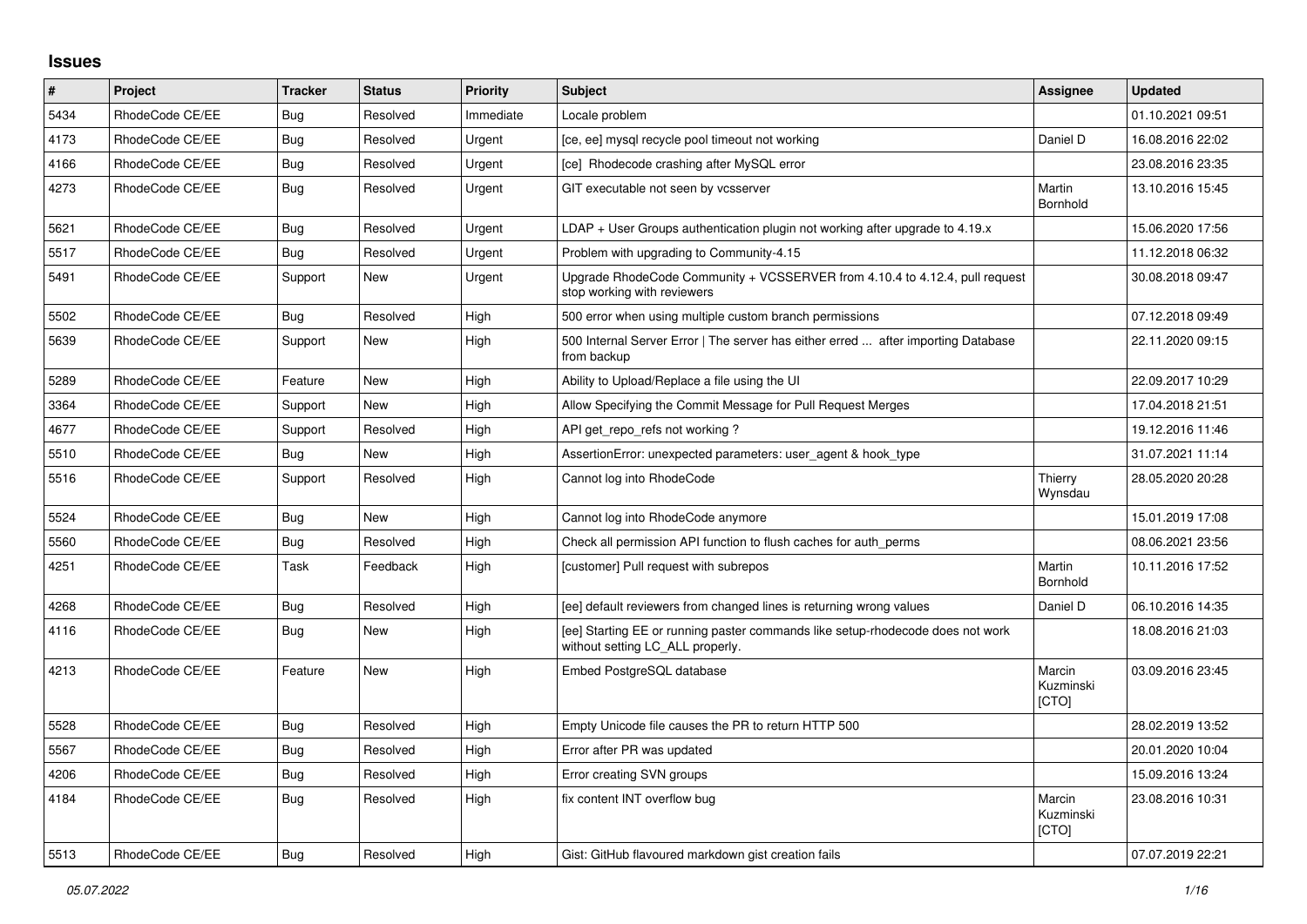## Issues

| # | Project | Tracker | Status | Priority | Subject | Assignee | Updated |
|---|---|---|---|---|---|---|---|
| 5434 | RhodeCode CE/EE | Bug | Resolved | Immediate | Locale problem | | 01.10.2021 09:51 |
| 4173 | RhodeCode CE/EE | Bug | Resolved | Urgent | [ce, ee] mysql recycle pool timeout not working | Daniel D | 16.08.2016 22:02 |
| 4166 | RhodeCode CE/EE | Bug | Resolved | Urgent | [ce] Rhodecode crashing after MySQL error | | 23.08.2016 23:35 |
| 4273 | RhodeCode CE/EE | Bug | Resolved | Urgent | GIT executable not seen by vcsserver | Martin Bornhold | 13.10.2016 15:45 |
| 5621 | RhodeCode CE/EE | Bug | Resolved | Urgent | LDAP + User Groups authentication plugin not working after upgrade to 4.19.x | | 15.06.2020 17:56 |
| 5517 | RhodeCode CE/EE | Bug | Resolved | Urgent | Problem with upgrading to Community-4.15 | | 11.12.2018 06:32 |
| 5491 | RhodeCode CE/EE | Support | New | Urgent | Upgrade RhodeCode Community + VCSSERVER from 4.10.4 to 4.12.4, pull request stop working with reviewers | | 30.08.2018 09:47 |
| 5502 | RhodeCode CE/EE | Bug | Resolved | High | 500 error when using multiple custom branch permissions | | 07.12.2018 09:49 |
| 5639 | RhodeCode CE/EE | Support | New | High | 500 Internal Server Error \| The server has either erred ... after importing Database from backup | | 22.11.2020 09:15 |
| 5289 | RhodeCode CE/EE | Feature | New | High | Ability to Upload/Replace a file using the UI | | 22.09.2017 10:29 |
| 3364 | RhodeCode CE/EE | Support | New | High | Allow Specifying the Commit Message for Pull Request Merges | | 17.04.2018 21:51 |
| 4677 | RhodeCode CE/EE | Support | Resolved | High | API get_repo_refs not working ? | | 19.12.2016 11:46 |
| 5510 | RhodeCode CE/EE | Bug | New | High | AssertionError: unexpected parameters: user_agent & hook_type | | 31.07.2021 11:14 |
| 5516 | RhodeCode CE/EE | Support | Resolved | High | Cannot log into RhodeCode | Thierry Wynsdau | 28.05.2020 20:28 |
| 5524 | RhodeCode CE/EE | Bug | New | High | Cannot log into RhodeCode anymore | | 15.01.2019 17:08 |
| 5560 | RhodeCode CE/EE | Bug | Resolved | High | Check all permission API function to flush caches for auth_perms | | 08.06.2021 23:56 |
| 4251 | RhodeCode CE/EE | Task | Feedback | High | [customer] Pull request with subrepos | Martin Bornhold | 10.11.2016 17:52 |
| 4268 | RhodeCode CE/EE | Bug | Resolved | High | [ee] default reviewers from changed lines is returning wrong values | Daniel D | 06.10.2016 14:35 |
| 4116 | RhodeCode CE/EE | Bug | New | High | [ee] Starting EE or running paster commands like setup-rhodecode does not work without setting LC_ALL properly. | | 18.08.2016 21:03 |
| 4213 | RhodeCode CE/EE | Feature | New | High | Embed PostgreSQL database | Marcin Kuzminski [CTO] | 03.09.2016 23:45 |
| 5528 | RhodeCode CE/EE | Bug | Resolved | High | Empty Unicode file causes the PR to return HTTP 500 | | 28.02.2019 13:52 |
| 5567 | RhodeCode CE/EE | Bug | Resolved | High | Error after PR was updated | | 20.01.2020 10:04 |
| 4206 | RhodeCode CE/EE | Bug | Resolved | High | Error creating SVN groups | | 15.09.2016 13:24 |
| 4184 | RhodeCode CE/EE | Bug | Resolved | High | fix content INT overflow bug | Marcin Kuzminski [CTO] | 23.08.2016 10:31 |
| 5513 | RhodeCode CE/EE | Bug | Resolved | High | Gist: GitHub flavoured markdown gist creation fails | | 07.07.2019 22:21 |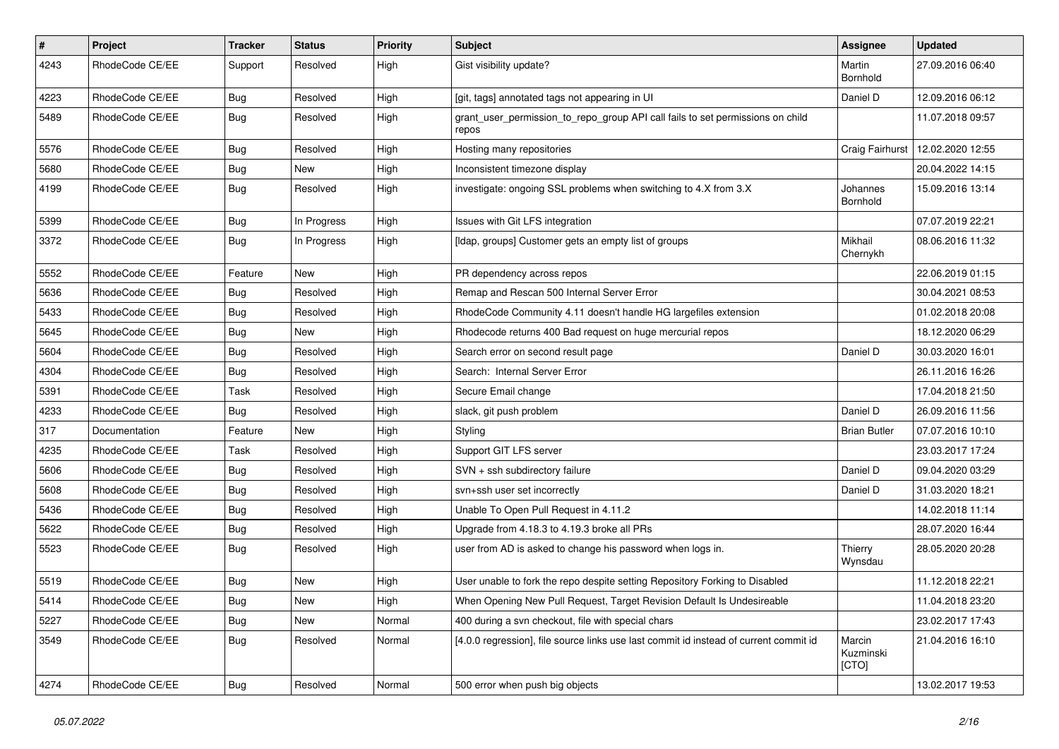| # | Project | Tracker | Status | Priority | Subject | Assignee | Updated |
|---|---|---|---|---|---|---|---|
| 4243 | RhodeCode CE/EE | Support | Resolved | High | Gist visibility update? | Martin Bornhold | 27.09.2016 06:40 |
| 4223 | RhodeCode CE/EE | Bug | Resolved | High | [git, tags] annotated tags not appearing in UI | Daniel D | 12.09.2016 06:12 |
| 5489 | RhodeCode CE/EE | Bug | Resolved | High | grant_user_permission_to_repo_group API call fails to set permissions on child repos | | 11.07.2018 09:57 |
| 5576 | RhodeCode CE/EE | Bug | Resolved | High | Hosting many repositories | Craig Fairhurst | 12.02.2020 12:55 |
| 5680 | RhodeCode CE/EE | Bug | New | High | Inconsistent timezone display | | 20.04.2022 14:15 |
| 4199 | RhodeCode CE/EE | Bug | Resolved | High | investigate: ongoing SSL problems when switching to 4.X from 3.X | Johannes Bornhold | 15.09.2016 13:14 |
| 5399 | RhodeCode CE/EE | Bug | In Progress | High | Issues with Git LFS integration | | 07.07.2019 22:21 |
| 3372 | RhodeCode CE/EE | Bug | In Progress | High | [ldap, groups] Customer gets an empty list of groups | Mikhail Chernykh | 08.06.2016 11:32 |
| 5552 | RhodeCode CE/EE | Feature | New | High | PR dependency across repos | | 22.06.2019 01:15 |
| 5636 | RhodeCode CE/EE | Bug | Resolved | High | Remap and Rescan 500 Internal Server Error | | 30.04.2021 08:53 |
| 5433 | RhodeCode CE/EE | Bug | Resolved | High | RhodeCode Community 4.11 doesn't handle HG largefiles extension | | 01.02.2018 20:08 |
| 5645 | RhodeCode CE/EE | Bug | New | High | Rhodecode returns 400 Bad request on huge mercurial repos | | 18.12.2020 06:29 |
| 5604 | RhodeCode CE/EE | Bug | Resolved | High | Search error on second result page | Daniel D | 30.03.2020 16:01 |
| 4304 | RhodeCode CE/EE | Bug | Resolved | High | Search: Internal Server Error | | 26.11.2016 16:26 |
| 5391 | RhodeCode CE/EE | Task | Resolved | High | Secure Email change | | 17.04.2018 21:50 |
| 4233 | RhodeCode CE/EE | Bug | Resolved | High | slack, git push problem | Daniel D | 26.09.2016 11:56 |
| 317 | Documentation | Feature | New | High | Styling | Brian Butler | 07.07.2016 10:10 |
| 4235 | RhodeCode CE/EE | Task | Resolved | High | Support GIT LFS server | | 23.03.2017 17:24 |
| 5606 | RhodeCode CE/EE | Bug | Resolved | High | SVN + ssh subdirectory failure | Daniel D | 09.04.2020 03:29 |
| 5608 | RhodeCode CE/EE | Bug | Resolved | High | svn+ssh user set incorrectly | Daniel D | 31.03.2020 18:21 |
| 5436 | RhodeCode CE/EE | Bug | Resolved | High | Unable To Open Pull Request in 4.11.2 | | 14.02.2018 11:14 |
| 5622 | RhodeCode CE/EE | Bug | Resolved | High | Upgrade from 4.18.3 to 4.19.3 broke all PRs | | 28.07.2020 16:44 |
| 5523 | RhodeCode CE/EE | Bug | Resolved | High | user from AD is asked to change his password when logs in. | Thierry Wynsdau | 28.05.2020 20:28 |
| 5519 | RhodeCode CE/EE | Bug | New | High | User unable to fork the repo despite setting Repository Forking to Disabled | | 11.12.2018 22:21 |
| 5414 | RhodeCode CE/EE | Bug | New | High | When Opening New Pull Request, Target Revision Default Is Undesireable | | 11.04.2018 23:20 |
| 5227 | RhodeCode CE/EE | Bug | New | Normal | 400 during a svn checkout, file with special chars | | 23.02.2017 17:43 |
| 3549 | RhodeCode CE/EE | Bug | Resolved | Normal | [4.0.0 regression], file source links use last commit id instead of current commit id | Marcin Kuzminski [CTO] | 21.04.2016 16:10 |
| 4274 | RhodeCode CE/EE | Bug | Resolved | Normal | 500 error when push big objects | | 13.02.2017 19:53 |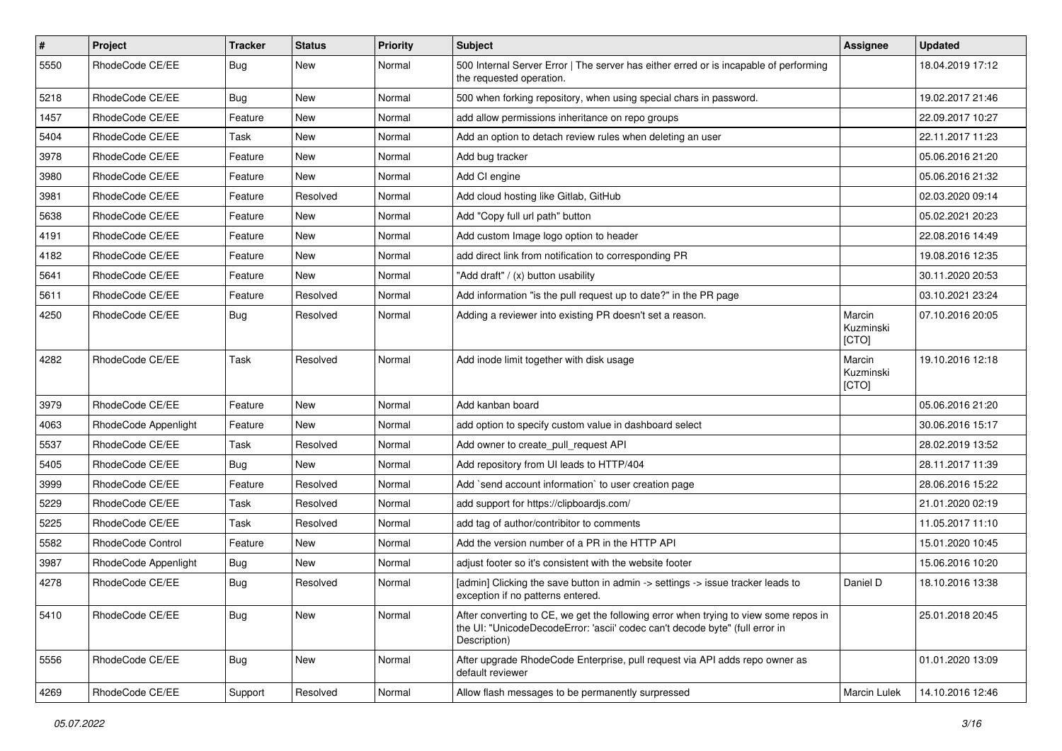| # | Project | Tracker | Status | Priority | Subject | Assignee | Updated |
|---|---|---|---|---|---|---|---|
| 5550 | RhodeCode CE/EE | Bug | New | Normal | 500 Internal Server Error \| The server has either erred or is incapable of performing the requested operation. | | 18.04.2019 17:12 |
| 5218 | RhodeCode CE/EE | Bug | New | Normal | 500 when forking repository, when using special chars in password. | | 19.02.2017 21:46 |
| 1457 | RhodeCode CE/EE | Feature | New | Normal | add allow permissions inheritance on repo groups | | 22.09.2017 10:27 |
| 5404 | RhodeCode CE/EE | Task | New | Normal | Add an option to detach review rules when deleting an user | | 22.11.2017 11:23 |
| 3978 | RhodeCode CE/EE | Feature | New | Normal | Add bug tracker | | 05.06.2016 21:20 |
| 3980 | RhodeCode CE/EE | Feature | New | Normal | Add CI engine | | 05.06.2016 21:32 |
| 3981 | RhodeCode CE/EE | Feature | Resolved | Normal | Add cloud hosting like Gitlab, GitHub | | 02.03.2020 09:14 |
| 5638 | RhodeCode CE/EE | Feature | New | Normal | Add "Copy full url path" button | | 05.02.2021 20:23 |
| 4191 | RhodeCode CE/EE | Feature | New | Normal | Add custom Image logo option to header | | 22.08.2016 14:49 |
| 4182 | RhodeCode CE/EE | Feature | New | Normal | add direct link from notification to corresponding PR | | 19.08.2016 12:35 |
| 5641 | RhodeCode CE/EE | Feature | New | Normal | "Add draft" / (x) button usability | | 30.11.2020 20:53 |
| 5611 | RhodeCode CE/EE | Feature | Resolved | Normal | Add information "is the pull request up to date?" in the PR page | | 03.10.2021 23:24 |
| 4250 | RhodeCode CE/EE | Bug | Resolved | Normal | Adding a reviewer into existing PR doesn't set a reason. | Marcin Kuzminski [CTO] | 07.10.2016 20:05 |
| 4282 | RhodeCode CE/EE | Task | Resolved | Normal | Add inode limit together with disk usage | Marcin Kuzminski [CTO] | 19.10.2016 12:18 |
| 3979 | RhodeCode CE/EE | Feature | New | Normal | Add kanban board | | 05.06.2016 21:20 |
| 4063 | RhodeCode Appenlight | Feature | New | Normal | add option to specify custom value in dashboard select | | 30.06.2016 15:17 |
| 5537 | RhodeCode CE/EE | Task | Resolved | Normal | Add owner to create_pull_request API | | 28.02.2019 13:52 |
| 5405 | RhodeCode CE/EE | Bug | New | Normal | Add repository from UI leads to HTTP/404 | | 28.11.2017 11:39 |
| 3999 | RhodeCode CE/EE | Feature | Resolved | Normal | Add `send account information` to user creation page | | 28.06.2016 15:22 |
| 5229 | RhodeCode CE/EE | Task | Resolved | Normal | add support for https://clipboardjs.com/ | | 21.01.2020 02:19 |
| 5225 | RhodeCode CE/EE | Task | Resolved | Normal | add tag of author/contribitor to comments | | 11.05.2017 11:10 |
| 5582 | RhodeCode Control | Feature | New | Normal | Add the version number of a PR in the HTTP API | | 15.01.2020 10:45 |
| 3987 | RhodeCode Appenlight | Bug | New | Normal | adjust footer so it's consistent with the website footer | | 15.06.2016 10:20 |
| 4278 | RhodeCode CE/EE | Bug | Resolved | Normal | [admin] Clicking the save button in admin -> settings -> issue tracker leads to exception if no patterns entered. | Daniel D | 18.10.2016 13:38 |
| 5410 | RhodeCode CE/EE | Bug | New | Normal | After converting to CE, we get the following error when trying to view some repos in the UI: "UnicodeDecodeError: 'ascii' codec can't decode byte" (full error in Description) | | 25.01.2018 20:45 |
| 5556 | RhodeCode CE/EE | Bug | New | Normal | After upgrade RhodeCode Enterprise, pull request via API adds repo owner as default reviewer | | 01.01.2020 13:09 |
| 4269 | RhodeCode CE/EE | Support | Resolved | Normal | Allow flash messages to be permanently surpressed | Marcin Lulek | 14.10.2016 12:46 |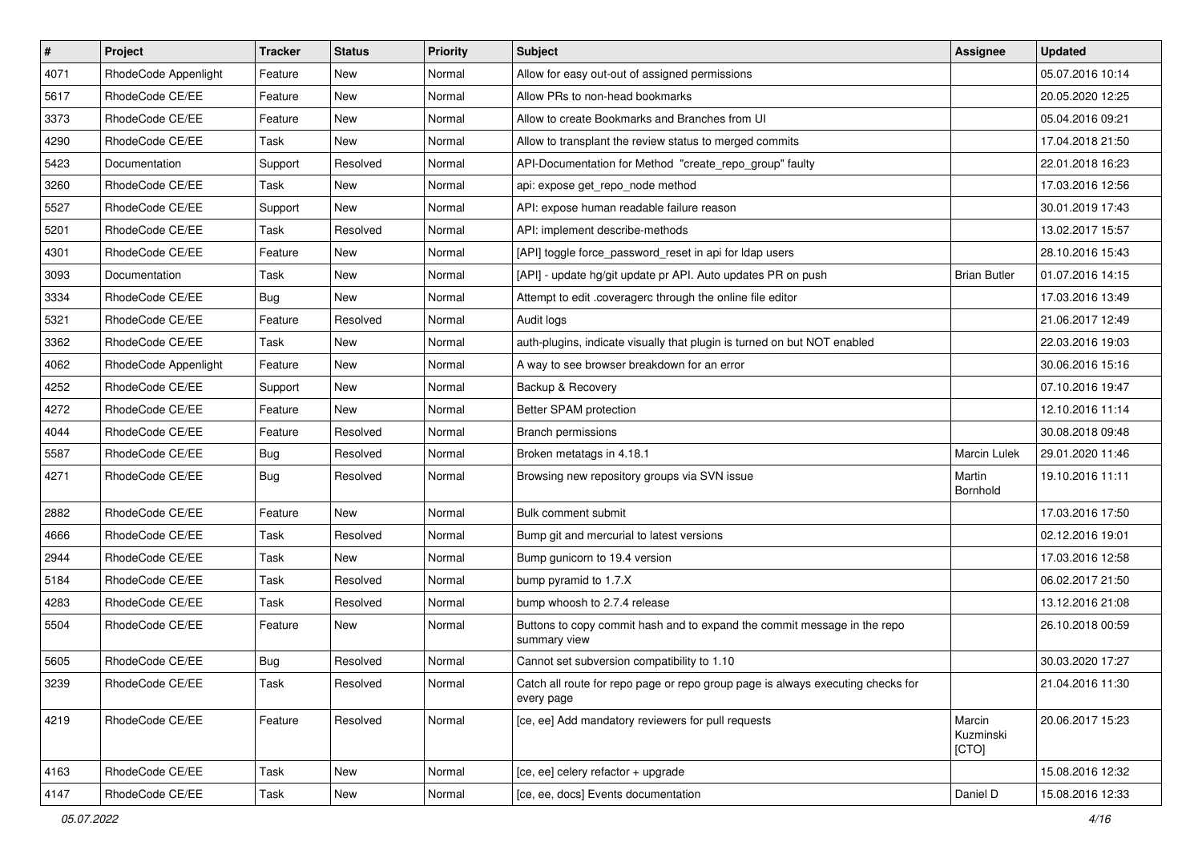| # | Project | Tracker | Status | Priority | Subject | Assignee | Updated |
|---|---|---|---|---|---|---|---|
| 4071 | RhodeCode Appenlight | Feature | New | Normal | Allow for easy out-out of assigned permissions | | 05.07.2016 10:14 |
| 5617 | RhodeCode CE/EE | Feature | New | Normal | Allow PRs to non-head bookmarks | | 20.05.2020 12:25 |
| 3373 | RhodeCode CE/EE | Feature | New | Normal | Allow to create Bookmarks and Branches from UI | | 05.04.2016 09:21 |
| 4290 | RhodeCode CE/EE | Task | New | Normal | Allow to transplant the review status to merged commits | | 17.04.2018 21:50 |
| 5423 | Documentation | Support | Resolved | Normal | API-Documentation for Method "create_repo_group" faulty | | 22.01.2018 16:23 |
| 3260 | RhodeCode CE/EE | Task | New | Normal | api: expose get_repo_node method | | 17.03.2016 12:56 |
| 5527 | RhodeCode CE/EE | Support | New | Normal | API: expose human readable failure reason | | 30.01.2019 17:43 |
| 5201 | RhodeCode CE/EE | Task | Resolved | Normal | API: implement describe-methods | | 13.02.2017 15:57 |
| 4301 | RhodeCode CE/EE | Feature | New | Normal | [API] toggle force_password_reset in api for ldap users | | 28.10.2016 15:43 |
| 3093 | Documentation | Task | New | Normal | [API] - update hg/git update pr API. Auto updates PR on push | Brian Butler | 01.07.2016 14:15 |
| 3334 | RhodeCode CE/EE | Bug | New | Normal | Attempt to edit .coveragerc through the online file editor | | 17.03.2016 13:49 |
| 5321 | RhodeCode CE/EE | Feature | Resolved | Normal | Audit logs | | 21.06.2017 12:49 |
| 3362 | RhodeCode CE/EE | Task | New | Normal | auth-plugins, indicate visually that plugin is turned on but NOT enabled | | 22.03.2016 19:03 |
| 4062 | RhodeCode Appenlight | Feature | New | Normal | A way to see browser breakdown for an error | | 30.06.2016 15:16 |
| 4252 | RhodeCode CE/EE | Support | New | Normal | Backup & Recovery | | 07.10.2016 19:47 |
| 4272 | RhodeCode CE/EE | Feature | New | Normal | Better SPAM protection | | 12.10.2016 11:14 |
| 4044 | RhodeCode CE/EE | Feature | Resolved | Normal | Branch permissions | | 30.08.2018 09:48 |
| 5587 | RhodeCode CE/EE | Bug | Resolved | Normal | Broken metatags in 4.18.1 | Marcin Lulek | 29.01.2020 11:46 |
| 4271 | RhodeCode CE/EE | Bug | Resolved | Normal | Browsing new repository groups via SVN issue | Martin Bornhold | 19.10.2016 11:11 |
| 2882 | RhodeCode CE/EE | Feature | New | Normal | Bulk comment submit | | 17.03.2016 17:50 |
| 4666 | RhodeCode CE/EE | Task | Resolved | Normal | Bump git and mercurial to latest versions | | 02.12.2016 19:01 |
| 2944 | RhodeCode CE/EE | Task | New | Normal | Bump gunicorn to 19.4 version | | 17.03.2016 12:58 |
| 5184 | RhodeCode CE/EE | Task | Resolved | Normal | bump pyramid to 1.7.X | | 06.02.2017 21:50 |
| 4283 | RhodeCode CE/EE | Task | Resolved | Normal | bump whoosh to 2.7.4 release | | 13.12.2016 21:08 |
| 5504 | RhodeCode CE/EE | Feature | New | Normal | Buttons to copy commit hash and to expand the commit message in the repo summary view | | 26.10.2018 00:59 |
| 5605 | RhodeCode CE/EE | Bug | Resolved | Normal | Cannot set subversion compatibility to 1.10 | | 30.03.2020 17:27 |
| 3239 | RhodeCode CE/EE | Task | Resolved | Normal | Catch all route for repo page or repo group page is always executing checks for every page | | 21.04.2016 11:30 |
| 4219 | RhodeCode CE/EE | Feature | Resolved | Normal | [ce, ee] Add mandatory reviewers for pull requests | Marcin Kuzminski [CTO] | 20.06.2017 15:23 |
| 4163 | RhodeCode CE/EE | Task | New | Normal | [ce, ee] celery refactor + upgrade | | 15.08.2016 12:32 |
| 4147 | RhodeCode CE/EE | Task | New | Normal | [ce, ee, docs] Events documentation | Daniel D | 15.08.2016 12:33 |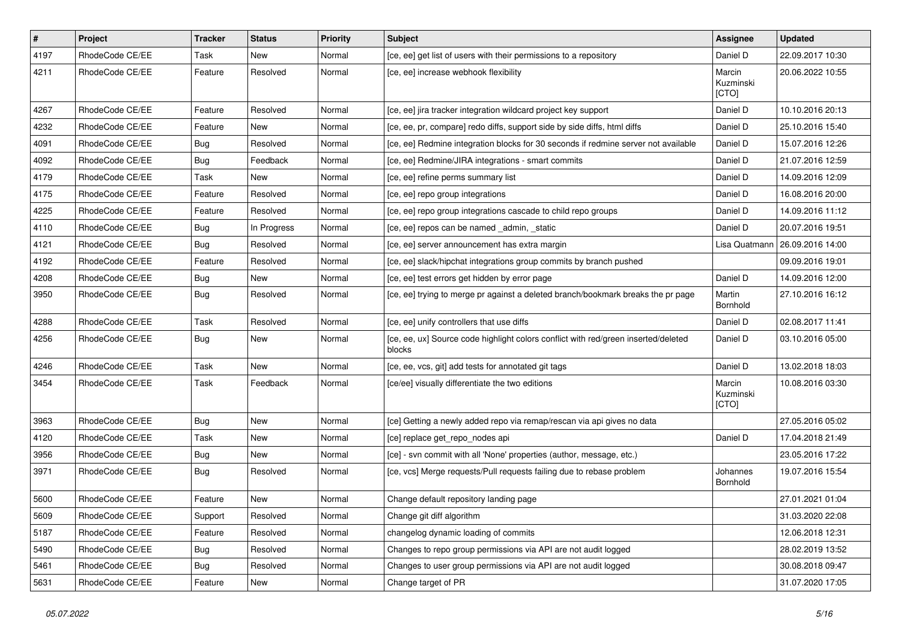| # | Project | Tracker | Status | Priority | Subject | Assignee | Updated |
|---|---|---|---|---|---|---|---|
| 4197 | RhodeCode CE/EE | Task | New | Normal | [ce, ee] get list of users with their permissions to a repository | Daniel D | 22.09.2017 10:30 |
| 4211 | RhodeCode CE/EE | Feature | Resolved | Normal | [ce, ee] increase webhook flexibility | Marcin Kuzminski [CTO] | 20.06.2022 10:55 |
| 4267 | RhodeCode CE/EE | Feature | Resolved | Normal | [ce, ee] jira tracker integration wildcard project key support | Daniel D | 10.10.2016 20:13 |
| 4232 | RhodeCode CE/EE | Feature | New | Normal | [ce, ee, pr, compare] redo diffs, support side by side diffs, html diffs | Daniel D | 25.10.2016 15:40 |
| 4091 | RhodeCode CE/EE | Bug | Resolved | Normal | [ce, ee] Redmine integration blocks for 30 seconds if redmine server not available | Daniel D | 15.07.2016 12:26 |
| 4092 | RhodeCode CE/EE | Bug | Feedback | Normal | [ce, ee] Redmine/JIRA integrations - smart commits | Daniel D | 21.07.2016 12:59 |
| 4179 | RhodeCode CE/EE | Task | New | Normal | [ce, ee] refine perms summary list | Daniel D | 14.09.2016 12:09 |
| 4175 | RhodeCode CE/EE | Feature | Resolved | Normal | [ce, ee] repo group integrations | Daniel D | 16.08.2016 20:00 |
| 4225 | RhodeCode CE/EE | Feature | Resolved | Normal | [ce, ee] repo group integrations cascade to child repo groups | Daniel D | 14.09.2016 11:12 |
| 4110 | RhodeCode CE/EE | Bug | In Progress | Normal | [ce, ee] repos can be named _admin, _static | Daniel D | 20.07.2016 19:51 |
| 4121 | RhodeCode CE/EE | Bug | Resolved | Normal | [ce, ee] server announcement has extra margin | Lisa Quatmann | 26.09.2016 14:00 |
| 4192 | RhodeCode CE/EE | Feature | Resolved | Normal | [ce, ee] slack/hipchat integrations group commits by branch pushed | | 09.09.2016 19:01 |
| 4208 | RhodeCode CE/EE | Bug | New | Normal | [ce, ee] test errors get hidden by error page | Daniel D | 14.09.2016 12:00 |
| 3950 | RhodeCode CE/EE | Bug | Resolved | Normal | [ce, ee] trying to merge pr against a deleted branch/bookmark breaks the pr page | Martin Bornhold | 27.10.2016 16:12 |
| 4288 | RhodeCode CE/EE | Task | Resolved | Normal | [ce, ee] unify controllers that use diffs | Daniel D | 02.08.2017 11:41 |
| 4256 | RhodeCode CE/EE | Bug | New | Normal | [ce, ee, ux] Source code highlight colors conflict with red/green inserted/deleted blocks | Daniel D | 03.10.2016 05:00 |
| 4246 | RhodeCode CE/EE | Task | New | Normal | [ce, ee, vcs, git] add tests for annotated git tags | Daniel D | 13.02.2018 18:03 |
| 3454 | RhodeCode CE/EE | Task | Feedback | Normal | [ce/ee] visually differentiate the two editions | Marcin Kuzminski [CTO] | 10.08.2016 03:30 |
| 3963 | RhodeCode CE/EE | Bug | New | Normal | [ce] Getting a newly added repo via remap/rescan via api gives no data | | 27.05.2016 05:02 |
| 4120 | RhodeCode CE/EE | Task | New | Normal | [ce] replace get_repo_nodes api | Daniel D | 17.04.2018 21:49 |
| 3956 | RhodeCode CE/EE | Bug | New | Normal | [ce] - svn commit with all 'None' properties (author, message, etc.) | | 23.05.2016 17:22 |
| 3971 | RhodeCode CE/EE | Bug | Resolved | Normal | [ce, vcs] Merge requests/Pull requests failing due to rebase problem | Johannes Bornhold | 19.07.2016 15:54 |
| 5600 | RhodeCode CE/EE | Feature | New | Normal | Change default repository landing page | | 27.01.2021 01:04 |
| 5609 | RhodeCode CE/EE | Support | Resolved | Normal | Change git diff algorithm | | 31.03.2020 22:08 |
| 5187 | RhodeCode CE/EE | Feature | Resolved | Normal | changelog dynamic loading of commits | | 12.06.2018 12:31 |
| 5490 | RhodeCode CE/EE | Bug | Resolved | Normal | Changes to repo group permissions via API are not audit logged | | 28.02.2019 13:52 |
| 5461 | RhodeCode CE/EE | Bug | Resolved | Normal | Changes to user group permissions via API are not audit logged | | 30.08.2018 09:47 |
| 5631 | RhodeCode CE/EE | Feature | New | Normal | Change target of PR | | 31.07.2020 17:05 |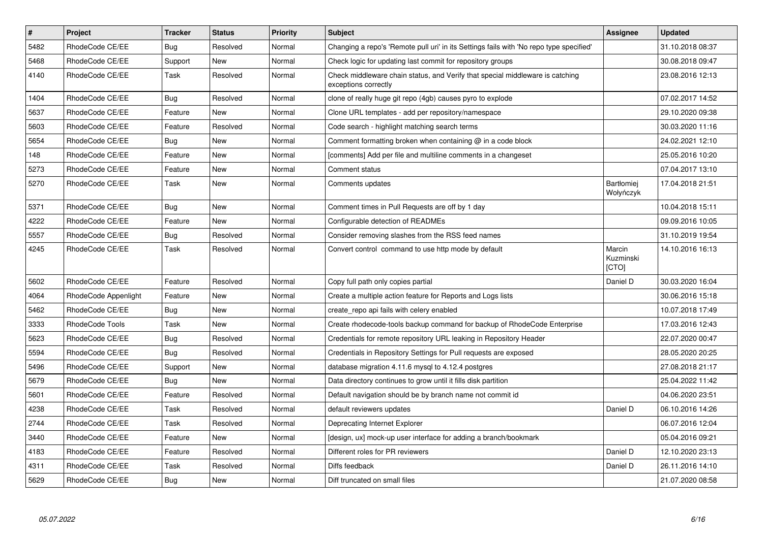| # | Project | Tracker | Status | Priority | Subject | Assignee | Updated |
|---|---|---|---|---|---|---|---|
| 5482 | RhodeCode CE/EE | Bug | Resolved | Normal | Changing a repo's 'Remote pull uri' in its Settings fails with 'No repo type specified' | | 31.10.2018 08:37 |
| 5468 | RhodeCode CE/EE | Support | New | Normal | Check logic for updating last commit for repository groups | | 30.08.2018 09:47 |
| 4140 | RhodeCode CE/EE | Task | Resolved | Normal | Check middleware chain status, and Verify that special middleware is catching exceptions correctly | | 23.08.2016 12:13 |
| 1404 | RhodeCode CE/EE | Bug | Resolved | Normal | clone of really huge git repo (4gb) causes pyro to explode | | 07.02.2017 14:52 |
| 5637 | RhodeCode CE/EE | Feature | New | Normal | Clone URL templates - add per repository/namespace | | 29.10.2020 09:38 |
| 5603 | RhodeCode CE/EE | Feature | Resolved | Normal | Code search - highlight matching search terms | | 30.03.2020 11:16 |
| 5654 | RhodeCode CE/EE | Bug | New | Normal | Comment formatting broken when containing @ in a code block | | 24.02.2021 12:10 |
| 148 | RhodeCode CE/EE | Feature | New | Normal | [comments] Add per file and multiline comments in a changeset | | 25.05.2016 10:20 |
| 5273 | RhodeCode CE/EE | Feature | New | Normal | Comment status | | 07.04.2017 13:10 |
| 5270 | RhodeCode CE/EE | Task | New | Normal | Comments updates | Bartłomiej Wołyńczyk | 17.04.2018 21:51 |
| 5371 | RhodeCode CE/EE | Bug | New | Normal | Comment times in Pull Requests are off by 1 day | | 10.04.2018 15:11 |
| 4222 | RhodeCode CE/EE | Feature | New | Normal | Configurable detection of READMEs | | 09.09.2016 10:05 |
| 5557 | RhodeCode CE/EE | Bug | Resolved | Normal | Consider removing slashes from the RSS feed names | | 31.10.2019 19:54 |
| 4245 | RhodeCode CE/EE | Task | Resolved | Normal | Convert control command to use http mode by default | Marcin Kuzminski [CTO] | 14.10.2016 16:13 |
| 5602 | RhodeCode CE/EE | Feature | Resolved | Normal | Copy full path only copies partial | Daniel D | 30.03.2020 16:04 |
| 4064 | RhodeCode Appenlight | Feature | New | Normal | Create a multiple action feature for Reports and Logs lists | | 30.06.2016 15:18 |
| 5462 | RhodeCode CE/EE | Bug | New | Normal | create_repo api fails with celery enabled | | 10.07.2018 17:49 |
| 3333 | RhodeCode Tools | Task | New | Normal | Create rhodecode-tools backup command for backup of RhodeCode Enterprise | | 17.03.2016 12:43 |
| 5623 | RhodeCode CE/EE | Bug | Resolved | Normal | Credentials for remote repository URL leaking in Repository Header | | 22.07.2020 00:47 |
| 5594 | RhodeCode CE/EE | Bug | Resolved | Normal | Credentials in Repository Settings for Pull requests are exposed | | 28.05.2020 20:25 |
| 5496 | RhodeCode CE/EE | Support | New | Normal | database migration 4.11.6 mysql to 4.12.4 postgres | | 27.08.2018 21:17 |
| 5679 | RhodeCode CE/EE | Bug | New | Normal | Data directory continues to grow until it fills disk partition | | 25.04.2022 11:42 |
| 5601 | RhodeCode CE/EE | Feature | Resolved | Normal | Default navigation should be by branch name not commit id | | 04.06.2020 23:51 |
| 4238 | RhodeCode CE/EE | Task | Resolved | Normal | default reviewers updates | Daniel D | 06.10.2016 14:26 |
| 2744 | RhodeCode CE/EE | Task | Resolved | Normal | Deprecating Internet Explorer | | 06.07.2016 12:04 |
| 3440 | RhodeCode CE/EE | Feature | New | Normal | [design, ux] mock-up user interface for adding a branch/bookmark | | 05.04.2016 09:21 |
| 4183 | RhodeCode CE/EE | Feature | Resolved | Normal | Different roles for PR reviewers | Daniel D | 12.10.2020 23:13 |
| 4311 | RhodeCode CE/EE | Task | Resolved | Normal | Diffs feedback | Daniel D | 26.11.2016 14:10 |
| 5629 | RhodeCode CE/EE | Bug | New | Normal | Diff truncated on small files | | 21.07.2020 08:58 |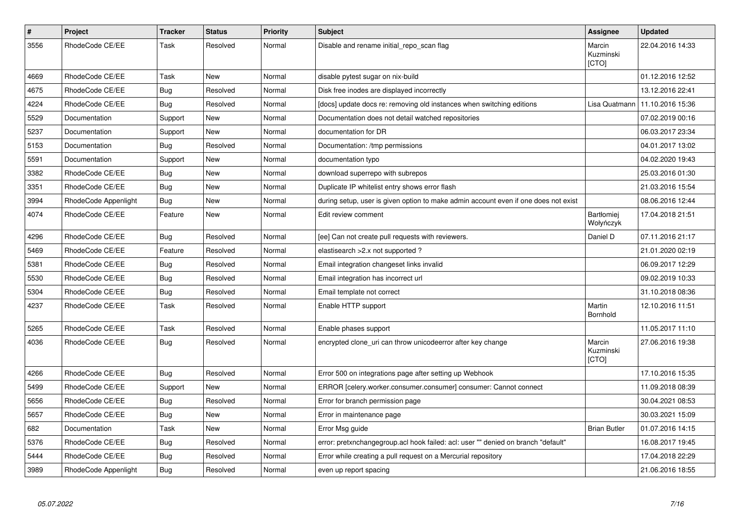| # | Project | Tracker | Status | Priority | Subject | Assignee | Updated |
|---|---|---|---|---|---|---|---|
| 3556 | RhodeCode CE/EE | Task | Resolved | Normal | Disable and rename initial_repo_scan flag | Marcin Kuzminski [CTO] | 22.04.2016 14:33 |
| 4669 | RhodeCode CE/EE | Task | New | Normal | disable pytest sugar on nix-build | | 01.12.2016 12:52 |
| 4675 | RhodeCode CE/EE | Bug | Resolved | Normal | Disk free inodes are displayed incorrectly | | 13.12.2016 22:41 |
| 4224 | RhodeCode CE/EE | Bug | Resolved | Normal | [docs] update docs re: removing old instances when switching editions | Lisa Quatmann | 11.10.2016 15:36 |
| 5529 | Documentation | Support | New | Normal | Documentation does not detail watched repositories | | 07.02.2019 00:16 |
| 5237 | Documentation | Support | New | Normal | documentation for DR | | 06.03.2017 23:34 |
| 5153 | Documentation | Bug | Resolved | Normal | Documentation: /tmp permissions | | 04.01.2017 13:02 |
| 5591 | Documentation | Support | New | Normal | documentation typo | | 04.02.2020 19:43 |
| 3382 | RhodeCode CE/EE | Bug | New | Normal | download superrepo with subrepos | | 25.03.2016 01:30 |
| 3351 | RhodeCode CE/EE | Bug | New | Normal | Duplicate IP whitelist entry shows error flash | | 21.03.2016 15:54 |
| 3994 | RhodeCode Appenlight | Bug | New | Normal | during setup, user is given option to make admin account even if one does not exist | | 08.06.2016 12:44 |
| 4074 | RhodeCode CE/EE | Feature | New | Normal | Edit review comment | Bartłomiej Wołyńczyk | 17.04.2018 21:51 |
| 4296 | RhodeCode CE/EE | Bug | Resolved | Normal | [ee] Can not create pull requests with reviewers. | Daniel D | 07.11.2016 21:17 |
| 5469 | RhodeCode CE/EE | Feature | Resolved | Normal | elastisearch >2.x not supported ? | | 21.01.2020 02:19 |
| 5381 | RhodeCode CE/EE | Bug | Resolved | Normal | Email integration changeset links invalid | | 06.09.2017 12:29 |
| 5530 | RhodeCode CE/EE | Bug | Resolved | Normal | Email integration has incorrect url | | 09.02.2019 10:33 |
| 5304 | RhodeCode CE/EE | Bug | Resolved | Normal | Email template not correct | | 31.10.2018 08:36 |
| 4237 | RhodeCode CE/EE | Task | Resolved | Normal | Enable HTTP support | Martin Bornhold | 12.10.2016 11:51 |
| 5265 | RhodeCode CE/EE | Task | Resolved | Normal | Enable phases support | | 11.05.2017 11:10 |
| 4036 | RhodeCode CE/EE | Bug | Resolved | Normal | encrypted clone_uri can throw unicodeerror after key change | Marcin Kuzminski [CTO] | 27.06.2016 19:38 |
| 4266 | RhodeCode CE/EE | Bug | Resolved | Normal | Error 500 on integrations page after setting up Webhook | | 17.10.2016 15:35 |
| 5499 | RhodeCode CE/EE | Support | New | Normal | ERROR [celery.worker.consumer.consumer] consumer: Cannot connect | | 11.09.2018 08:39 |
| 5656 | RhodeCode CE/EE | Bug | Resolved | Normal | Error for branch permission page | | 30.04.2021 08:53 |
| 5657 | RhodeCode CE/EE | Bug | New | Normal | Error in maintenance page | | 30.03.2021 15:09 |
| 682 | Documentation | Task | New | Normal | Error Msg guide | Brian Butler | 01.07.2016 14:15 |
| 5376 | RhodeCode CE/EE | Bug | Resolved | Normal | error: pretxnchangegroup.acl hook failed: acl: user "" denied on branch "default" | | 16.08.2017 19:45 |
| 5444 | RhodeCode CE/EE | Bug | Resolved | Normal | Error while creating a pull request on a Mercurial repository | | 17.04.2018 22:29 |
| 3989 | RhodeCode Appenlight | Bug | Resolved | Normal | even up report spacing | | 21.06.2016 18:55 |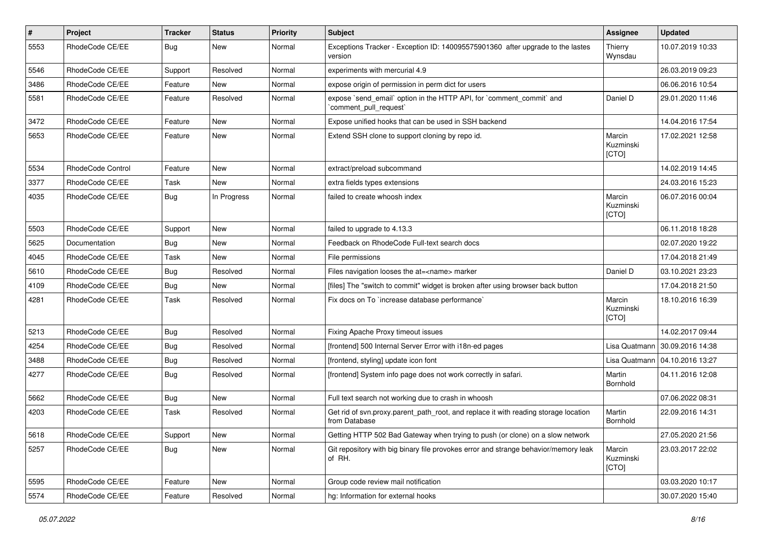| # | Project | Tracker | Status | Priority | Subject | Assignee | Updated |
|---|---|---|---|---|---|---|---|
| 5553 | RhodeCode CE/EE | Bug | New | Normal | Exceptions Tracker - Exception ID: 140095575901360 after upgrade to the lastes version | Thierry Wynsdau | 10.07.2019 10:33 |
| 5546 | RhodeCode CE/EE | Support | Resolved | Normal | experiments with mercurial 4.9 | | 26.03.2019 09:23 |
| 3486 | RhodeCode CE/EE | Feature | New | Normal | expose origin of permission in perm dict for users | | 06.06.2016 10:54 |
| 5581 | RhodeCode CE/EE | Feature | Resolved | Normal | expose `send_email` option in the HTTP API, for `comment_commit` and `comment_pull_request` | Daniel D | 29.01.2020 11:46 |
| 3472 | RhodeCode CE/EE | Feature | New | Normal | Expose unified hooks that can be used in SSH backend | | 14.04.2016 17:54 |
| 5653 | RhodeCode CE/EE | Feature | New | Normal | Extend SSH clone to support cloning by repo id. | Marcin Kuzminski [CTO] | 17.02.2021 12:58 |
| 5534 | RhodeCode Control | Feature | New | Normal | extract/preload subcommand | | 14.02.2019 14:45 |
| 3377 | RhodeCode CE/EE | Task | New | Normal | extra fields types extensions | | 24.03.2016 15:23 |
| 4035 | RhodeCode CE/EE | Bug | In Progress | Normal | failed to create whoosh index | Marcin Kuzminski [CTO] | 06.07.2016 00:04 |
| 5503 | RhodeCode CE/EE | Support | New | Normal | failed to upgrade to 4.13.3 | | 06.11.2018 18:28 |
| 5625 | Documentation | Bug | New | Normal | Feedback on RhodeCode Full-text search docs | | 02.07.2020 19:22 |
| 4045 | RhodeCode CE/EE | Task | New | Normal | File permissions | | 17.04.2018 21:49 |
| 5610 | RhodeCode CE/EE | Bug | Resolved | Normal | Files navigation looses the at=<name> marker | Daniel D | 03.10.2021 23:23 |
| 4109 | RhodeCode CE/EE | Bug | New | Normal | [files] The "switch to commit" widget is broken after using browser back button | | 17.04.2018 21:50 |
| 4281 | RhodeCode CE/EE | Task | Resolved | Normal | Fix docs on To `increase database performance` | Marcin Kuzminski [CTO] | 18.10.2016 16:39 |
| 5213 | RhodeCode CE/EE | Bug | Resolved | Normal | Fixing Apache Proxy timeout issues | | 14.02.2017 09:44 |
| 4254 | RhodeCode CE/EE | Bug | Resolved | Normal | [frontend] 500 Internal Server Error with i18n-ed pages | Lisa Quatmann | 30.09.2016 14:38 |
| 3488 | RhodeCode CE/EE | Bug | Resolved | Normal | [frontend, styling] update icon font | Lisa Quatmann | 04.10.2016 13:27 |
| 4277 | RhodeCode CE/EE | Bug | Resolved | Normal | [frontend] System info page does not work correctly in safari. | Martin Bornhold | 04.11.2016 12:08 |
| 5662 | RhodeCode CE/EE | Bug | New | Normal | Full text search not working due to crash in whoosh | | 07.06.2022 08:31 |
| 4203 | RhodeCode CE/EE | Task | Resolved | Normal | Get rid of svn.proxy.parent_path_root, and replace it with reading storage location from Database | Martin Bornhold | 22.09.2016 14:31 |
| 5618 | RhodeCode CE/EE | Support | New | Normal | Getting HTTP 502 Bad Gateway when trying to push (or clone) on a slow network | | 27.05.2020 21:56 |
| 5257 | RhodeCode CE/EE | Bug | New | Normal | Git repository with big binary file provokes error and strange behavior/memory leak of RH. | Marcin Kuzminski [CTO] | 23.03.2017 22:02 |
| 5595 | RhodeCode CE/EE | Feature | New | Normal | Group code review mail notification | | 03.03.2020 10:17 |
| 5574 | RhodeCode CE/EE | Feature | Resolved | Normal | hg: Information for external hooks | | 30.07.2020 15:40 |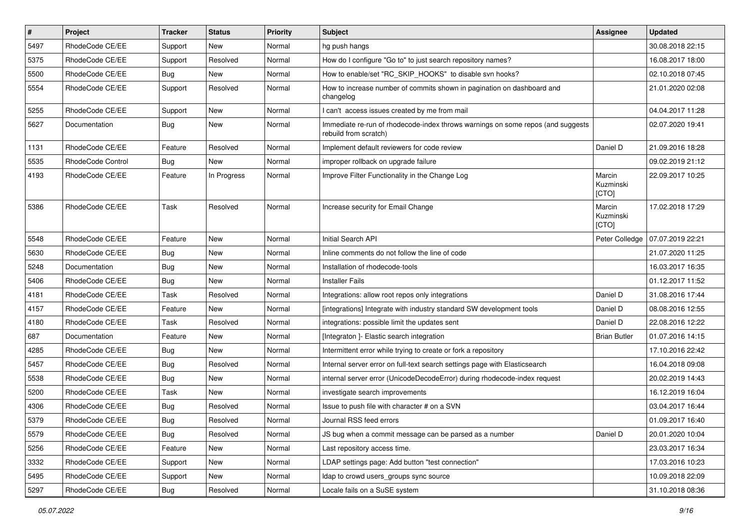| # | Project | Tracker | Status | Priority | Subject | Assignee | Updated |
|---|---|---|---|---|---|---|---|
| 5497 | RhodeCode CE/EE | Support | New | Normal | hg push hangs | | 30.08.2018 22:15 |
| 5375 | RhodeCode CE/EE | Support | Resolved | Normal | How do I configure "Go to" to just search repository names? | | 16.08.2017 18:00 |
| 5500 | RhodeCode CE/EE | Bug | New | Normal | How to enable/set "RC_SKIP_HOOKS" to disable svn hooks? | | 02.10.2018 07:45 |
| 5554 | RhodeCode CE/EE | Support | Resolved | Normal | How to increase number of commits shown in pagination on dashboard and changelog | | 21.01.2020 02:08 |
| 5255 | RhodeCode CE/EE | Support | New | Normal | I can't access issues created by me from mail | | 04.04.2017 11:28 |
| 5627 | Documentation | Bug | New | Normal | Immediate re-run of rhodecode-index throws warnings on some repos (and suggests rebuild from scratch) | | 02.07.2020 19:41 |
| 1131 | RhodeCode CE/EE | Feature | Resolved | Normal | Implement default reviewers for code review | Daniel D | 21.09.2016 18:28 |
| 5535 | RhodeCode Control | Bug | New | Normal | improper rollback on upgrade failure | | 09.02.2019 21:12 |
| 4193 | RhodeCode CE/EE | Feature | In Progress | Normal | Improve Filter Functionality in the Change Log | Marcin Kuzminski [CTO] | 22.09.2017 10:25 |
| 5386 | RhodeCode CE/EE | Task | Resolved | Normal | Increase security for Email Change | Marcin Kuzminski [CTO] | 17.02.2018 17:29 |
| 5548 | RhodeCode CE/EE | Feature | New | Normal | Initial Search API | Peter Colledge | 07.07.2019 22:21 |
| 5630 | RhodeCode CE/EE | Bug | New | Normal | Inline comments do not follow the line of code | | 21.07.2020 11:25 |
| 5248 | Documentation | Bug | New | Normal | Installation of rhodecode-tools | | 16.03.2017 16:35 |
| 5406 | RhodeCode CE/EE | Bug | New | Normal | Installer Fails | | 01.12.2017 11:52 |
| 4181 | RhodeCode CE/EE | Task | Resolved | Normal | Integrations: allow root repos only integrations | Daniel D | 31.08.2016 17:44 |
| 4157 | RhodeCode CE/EE | Feature | New | Normal | [integrations] Integrate with industry standard SW development tools | Daniel D | 08.08.2016 12:55 |
| 4180 | RhodeCode CE/EE | Task | Resolved | Normal | integrations: possible limit the updates sent | Daniel D | 22.08.2016 12:22 |
| 687 | Documentation | Feature | New | Normal | [Integraton ]- Elastic search integration | Brian Butler | 01.07.2016 14:15 |
| 4285 | RhodeCode CE/EE | Bug | New | Normal | Intermittent error while trying to create or fork a repository | | 17.10.2016 22:42 |
| 5457 | RhodeCode CE/EE | Bug | Resolved | Normal | Internal server error on full-text search settings page with Elasticsearch | | 16.04.2018 09:08 |
| 5538 | RhodeCode CE/EE | Bug | New | Normal | internal server error (UnicodeDecodeError) during rhodecode-index request | | 20.02.2019 14:43 |
| 5200 | RhodeCode CE/EE | Task | New | Normal | investigate search improvements | | 16.12.2019 16:04 |
| 4306 | RhodeCode CE/EE | Bug | Resolved | Normal | Issue to push file with character # on a SVN | | 03.04.2017 16:44 |
| 5379 | RhodeCode CE/EE | Bug | Resolved | Normal | Journal RSS feed errors | | 01.09.2017 16:40 |
| 5579 | RhodeCode CE/EE | Bug | Resolved | Normal | JS bug when a commit message can be parsed as a number | Daniel D | 20.01.2020 10:04 |
| 5256 | RhodeCode CE/EE | Feature | New | Normal | Last repository access time. | | 23.03.2017 16:34 |
| 3332 | RhodeCode CE/EE | Support | New | Normal | LDAP settings page: Add button "test connection" | | 17.03.2016 10:23 |
| 5495 | RhodeCode CE/EE | Support | New | Normal | ldap to crowd users_groups sync source | | 10.09.2018 22:09 |
| 5297 | RhodeCode CE/EE | Bug | Resolved | Normal | Locale fails on a SuSE system | | 31.10.2018 08:36 |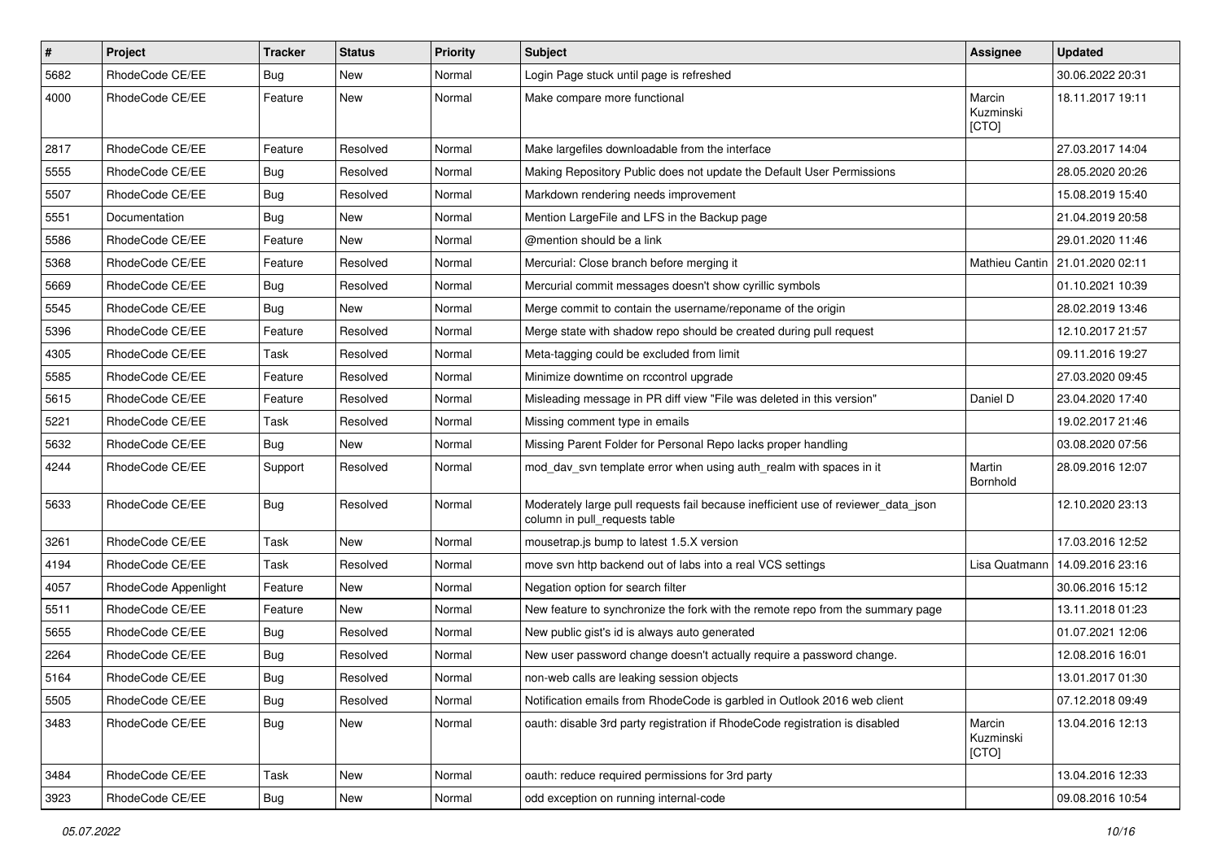| # | Project | Tracker | Status | Priority | Subject | Assignee | Updated |
| --- | --- | --- | --- | --- | --- | --- | --- |
| 5682 | RhodeCode CE/EE | Bug | New | Normal | Login Page stuck until page is refreshed | | 30.06.2022 20:31 |
| 4000 | RhodeCode CE/EE | Feature | New | Normal | Make compare more functional | Marcin Kuzminski [CTO] | 18.11.2017 19:11 |
| 2817 | RhodeCode CE/EE | Feature | Resolved | Normal | Make largefiles downloadable from the interface | | 27.03.2017 14:04 |
| 5555 | RhodeCode CE/EE | Bug | Resolved | Normal | Making Repository Public does not update the Default User Permissions | | 28.05.2020 20:26 |
| 5507 | RhodeCode CE/EE | Bug | Resolved | Normal | Markdown rendering needs improvement | | 15.08.2019 15:40 |
| 5551 | Documentation | Bug | New | Normal | Mention LargeFile and LFS in the Backup page | | 21.04.2019 20:58 |
| 5586 | RhodeCode CE/EE | Feature | New | Normal | @mention should be a link | | 29.01.2020 11:46 |
| 5368 | RhodeCode CE/EE | Feature | Resolved | Normal | Mercurial: Close branch before merging it | Mathieu Cantin | 21.01.2020 02:11 |
| 5669 | RhodeCode CE/EE | Bug | Resolved | Normal | Mercurial commit messages doesn't show cyrillic symbols | | 01.10.2021 10:39 |
| 5545 | RhodeCode CE/EE | Bug | New | Normal | Merge commit to contain the username/reponame of the origin | | 28.02.2019 13:46 |
| 5396 | RhodeCode CE/EE | Feature | Resolved | Normal | Merge state with shadow repo should be created during pull request | | 12.10.2017 21:57 |
| 4305 | RhodeCode CE/EE | Task | Resolved | Normal | Meta-tagging could be excluded from limit | | 09.11.2016 19:27 |
| 5585 | RhodeCode CE/EE | Feature | Resolved | Normal | Minimize downtime on rccontrol upgrade | | 27.03.2020 09:45 |
| 5615 | RhodeCode CE/EE | Feature | Resolved | Normal | Misleading message in PR diff view "File was deleted in this version" | Daniel D | 23.04.2020 17:40 |
| 5221 | RhodeCode CE/EE | Task | Resolved | Normal | Missing comment type in emails | | 19.02.2017 21:46 |
| 5632 | RhodeCode CE/EE | Bug | New | Normal | Missing Parent Folder for Personal Repo lacks proper handling | | 03.08.2020 07:56 |
| 4244 | RhodeCode CE/EE | Support | Resolved | Normal | mod_dav_svn template error when using auth_realm with spaces in it | Martin Bornhold | 28.09.2016 12:07 |
| 5633 | RhodeCode CE/EE | Bug | Resolved | Normal | Moderately large pull requests fail because inefficient use of reviewer_data_json column in pull_requests table | | 12.10.2020 23:13 |
| 3261 | RhodeCode CE/EE | Task | New | Normal | mousetrap.js bump to latest 1.5.X version | | 17.03.2016 12:52 |
| 4194 | RhodeCode CE/EE | Task | Resolved | Normal | move svn http backend out of labs into a real VCS settings | Lisa Quatmann | 14.09.2016 23:16 |
| 4057 | RhodeCode Appenlight | Feature | New | Normal | Negation option for search filter | | 30.06.2016 15:12 |
| 5511 | RhodeCode CE/EE | Feature | New | Normal | New feature to synchronize the fork with the remote repo from the summary page | | 13.11.2018 01:23 |
| 5655 | RhodeCode CE/EE | Bug | Resolved | Normal | New public gist's id is always auto generated | | 01.07.2021 12:06 |
| 2264 | RhodeCode CE/EE | Bug | Resolved | Normal | New user password change doesn't actually require a password change. | | 12.08.2016 16:01 |
| 5164 | RhodeCode CE/EE | Bug | Resolved | Normal | non-web calls are leaking session objects | | 13.01.2017 01:30 |
| 5505 | RhodeCode CE/EE | Bug | Resolved | Normal | Notification emails from RhodeCode is garbled in Outlook 2016 web client | | 07.12.2018 09:49 |
| 3483 | RhodeCode CE/EE | Bug | New | Normal | oauth: disable 3rd party registration if RhodeCode registration is disabled | Marcin Kuzminski [CTO] | 13.04.2016 12:13 |
| 3484 | RhodeCode CE/EE | Task | New | Normal | oauth: reduce required permissions for 3rd party | | 13.04.2016 12:33 |
| 3923 | RhodeCode CE/EE | Bug | New | Normal | odd exception on running internal-code | | 09.08.2016 10:54 |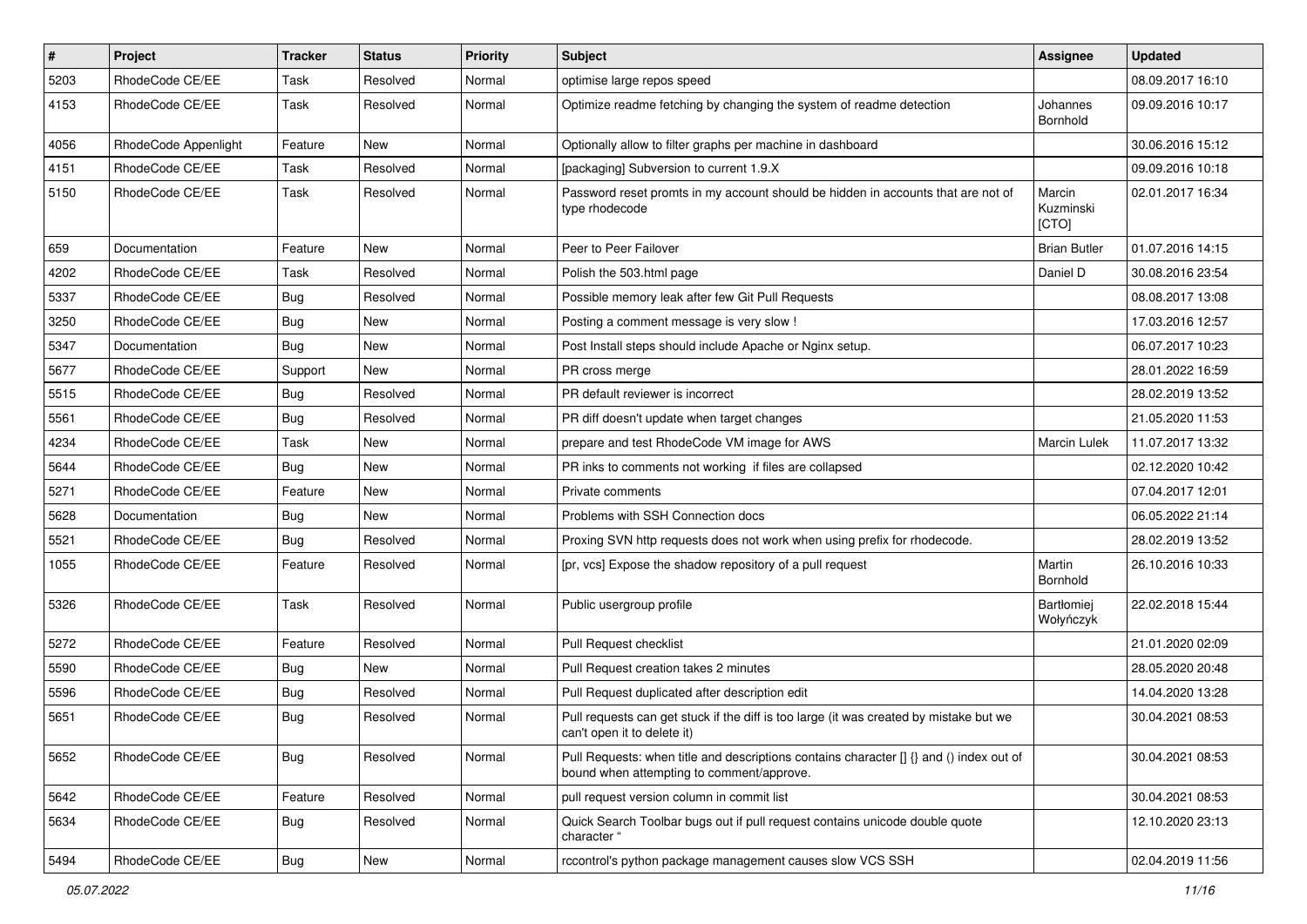| # | Project | Tracker | Status | Priority | Subject | Assignee | Updated |
|---|---|---|---|---|---|---|---|
| 5203 | RhodeCode CE/EE | Task | Resolved | Normal | optimise large repos speed | | 08.09.2017 16:10 |
| 4153 | RhodeCode CE/EE | Task | Resolved | Normal | Optimize readme fetching by changing the system of readme detection | Johannes Bornhold | 09.09.2016 10:17 |
| 4056 | RhodeCode Appenlight | Feature | New | Normal | Optionally allow to filter graphs per machine in dashboard | | 30.06.2016 15:12 |
| 4151 | RhodeCode CE/EE | Task | Resolved | Normal | [packaging] Subversion to current 1.9.X | | 09.09.2016 10:18 |
| 5150 | RhodeCode CE/EE | Task | Resolved | Normal | Password reset promts in my account should be hidden in accounts that are not of type rhodecode | Marcin Kuzminski [CTO] | 02.01.2017 16:34 |
| 659 | Documentation | Feature | New | Normal | Peer to Peer Failover | Brian Butler | 01.07.2016 14:15 |
| 4202 | RhodeCode CE/EE | Task | Resolved | Normal | Polish the 503.html page | Daniel D | 30.08.2016 23:54 |
| 5337 | RhodeCode CE/EE | Bug | Resolved | Normal | Possible memory leak after few Git Pull Requests | | 08.08.2017 13:08 |
| 3250 | RhodeCode CE/EE | Bug | New | Normal | Posting a comment message is very slow ! | | 17.03.2016 12:57 |
| 5347 | Documentation | Bug | New | Normal | Post Install steps should include Apache or Nginx setup. | | 06.07.2017 10:23 |
| 5677 | RhodeCode CE/EE | Support | New | Normal | PR cross merge | | 28.01.2022 16:59 |
| 5515 | RhodeCode CE/EE | Bug | Resolved | Normal | PR default reviewer is incorrect | | 28.02.2019 13:52 |
| 5561 | RhodeCode CE/EE | Bug | Resolved | Normal | PR diff doesn't update when target changes | | 21.05.2020 11:53 |
| 4234 | RhodeCode CE/EE | Task | New | Normal | prepare and test RhodeCode VM image for AWS | Marcin Lulek | 11.07.2017 13:32 |
| 5644 | RhodeCode CE/EE | Bug | New | Normal | PR inks to comments not working if files are collapsed | | 02.12.2020 10:42 |
| 5271 | RhodeCode CE/EE | Feature | New | Normal | Private comments | | 07.04.2017 12:01 |
| 5628 | Documentation | Bug | New | Normal | Problems with SSH Connection docs | | 06.05.2022 21:14 |
| 5521 | RhodeCode CE/EE | Bug | Resolved | Normal | Proxing SVN http requests does not work when using prefix for rhodecode. | | 28.02.2019 13:52 |
| 1055 | RhodeCode CE/EE | Feature | Resolved | Normal | [pr, vcs] Expose the shadow repository of a pull request | Martin Bornhold | 26.10.2016 10:33 |
| 5326 | RhodeCode CE/EE | Task | Resolved | Normal | Public usergroup profile | Bartłomiej Wołyńczyk | 22.02.2018 15:44 |
| 5272 | RhodeCode CE/EE | Feature | Resolved | Normal | Pull Request checklist | | 21.01.2020 02:09 |
| 5590 | RhodeCode CE/EE | Bug | New | Normal | Pull Request creation takes 2 minutes | | 28.05.2020 20:48 |
| 5596 | RhodeCode CE/EE | Bug | Resolved | Normal | Pull Request duplicated after description edit | | 14.04.2020 13:28 |
| 5651 | RhodeCode CE/EE | Bug | Resolved | Normal | Pull requests can get stuck if the diff is too large (it was created by mistake but we can't open it to delete it) | | 30.04.2021 08:53 |
| 5652 | RhodeCode CE/EE | Bug | Resolved | Normal | Pull Requests: when title and descriptions contains character [] {} and () index out of bound when attempting to comment/approve. | | 30.04.2021 08:53 |
| 5642 | RhodeCode CE/EE | Feature | Resolved | Normal | pull request version column in commit list | | 30.04.2021 08:53 |
| 5634 | RhodeCode CE/EE | Bug | Resolved | Normal | Quick Search Toolbar bugs out if pull request contains unicode double quote character " | | 12.10.2020 23:13 |
| 5494 | RhodeCode CE/EE | Bug | New | Normal | rccontrol's python package management causes slow VCS SSH | | 02.04.2019 11:56 |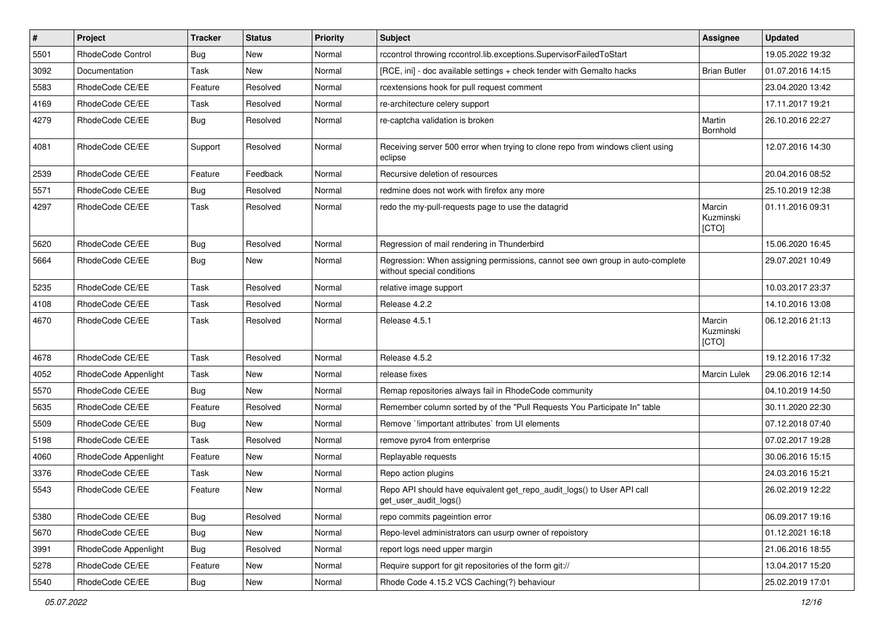| # | Project | Tracker | Status | Priority | Subject | Assignee | Updated |
|---|---|---|---|---|---|---|---|
| 5501 | RhodeCode Control | Bug | New | Normal | rccontrol throwing rccontrol.lib.exceptions.SupervisorFailedToStart | | 19.05.2022 19:32 |
| 3092 | Documentation | Task | New | Normal | [RCE, ini] - doc available settings + check tender with Gemalto hacks | Brian Butler | 01.07.2016 14:15 |
| 5583 | RhodeCode CE/EE | Feature | Resolved | Normal | rcextensions hook for pull request comment | | 23.04.2020 13:42 |
| 4169 | RhodeCode CE/EE | Task | Resolved | Normal | re-architecture celery support | | 17.11.2017 19:21 |
| 4279 | RhodeCode CE/EE | Bug | Resolved | Normal | re-captcha validation is broken | Martin Bornhold | 26.10.2016 22:27 |
| 4081 | RhodeCode CE/EE | Support | Resolved | Normal | Receiving server 500 error when trying to clone repo from windows client using eclipse | | 12.07.2016 14:30 |
| 2539 | RhodeCode CE/EE | Feature | Feedback | Normal | Recursive deletion of resources | | 20.04.2016 08:52 |
| 5571 | RhodeCode CE/EE | Bug | Resolved | Normal | redmine does not work with firefox any more | | 25.10.2019 12:38 |
| 4297 | RhodeCode CE/EE | Task | Resolved | Normal | redo the my-pull-requests page to use the datagrid | Marcin Kuzminski [CTO] | 01.11.2016 09:31 |
| 5620 | RhodeCode CE/EE | Bug | Resolved | Normal | Regression of mail rendering in Thunderbird | | 15.06.2020 16:45 |
| 5664 | RhodeCode CE/EE | Bug | New | Normal | Regression: When assigning permissions, cannot see own group in auto-complete without special conditions | | 29.07.2021 10:49 |
| 5235 | RhodeCode CE/EE | Task | Resolved | Normal | relative image support | | 10.03.2017 23:37 |
| 4108 | RhodeCode CE/EE | Task | Resolved | Normal | Release 4.2.2 | | 14.10.2016 13:08 |
| 4670 | RhodeCode CE/EE | Task | Resolved | Normal | Release 4.5.1 | Marcin Kuzminski [CTO] | 06.12.2016 21:13 |
| 4678 | RhodeCode CE/EE | Task | Resolved | Normal | Release 4.5.2 | | 19.12.2016 17:32 |
| 4052 | RhodeCode Appenlight | Task | New | Normal | release fixes | Marcin Lulek | 29.06.2016 12:14 |
| 5570 | RhodeCode CE/EE | Bug | New | Normal | Remap repositories always fail in RhodeCode community | | 04.10.2019 14:50 |
| 5635 | RhodeCode CE/EE | Feature | Resolved | Normal | Remember column sorted by of the "Pull Requests You Participate In" table | | 30.11.2020 22:30 |
| 5509 | RhodeCode CE/EE | Bug | New | Normal | Remove `!important attributes` from UI elements | | 07.12.2018 07:40 |
| 5198 | RhodeCode CE/EE | Task | Resolved | Normal | remove pyro4 from enterprise | | 07.02.2017 19:28 |
| 4060 | RhodeCode Appenlight | Feature | New | Normal | Replayable requests | | 30.06.2016 15:15 |
| 3376 | RhodeCode CE/EE | Task | New | Normal | Repo action plugins | | 24.03.2016 15:21 |
| 5543 | RhodeCode CE/EE | Feature | New | Normal | Repo API should have equivalent get_repo_audit_logs() to User API call get_user_audit_logs() | | 26.02.2019 12:22 |
| 5380 | RhodeCode CE/EE | Bug | Resolved | Normal | repo commits pageintion error | | 06.09.2017 19:16 |
| 5670 | RhodeCode CE/EE | Bug | New | Normal | Repo-level administrators can usurp owner of repoistory | | 01.12.2021 16:18 |
| 3991 | RhodeCode Appenlight | Bug | Resolved | Normal | report logs need upper margin | | 21.06.2016 18:55 |
| 5278 | RhodeCode CE/EE | Feature | New | Normal | Require support for git repositories of the form git:// | | 13.04.2017 15:20 |
| 5540 | RhodeCode CE/EE | Bug | New | Normal | Rhode Code 4.15.2 VCS Caching(?) behaviour | | 25.02.2019 17:01 |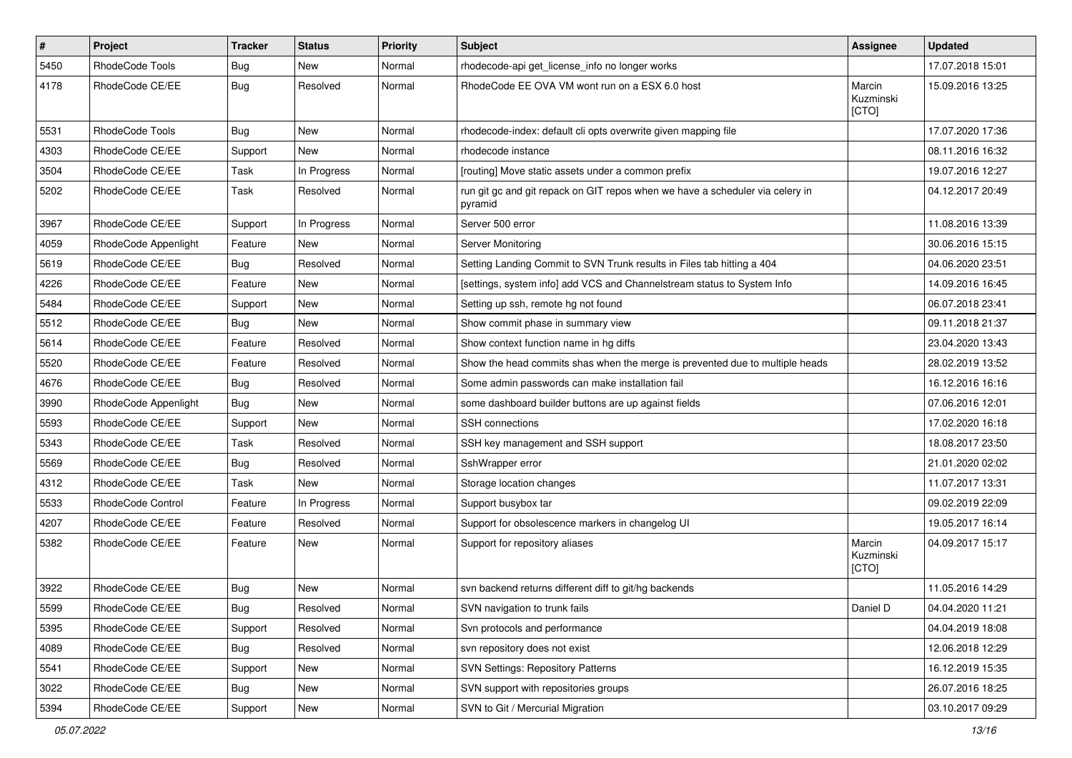| # | Project | Tracker | Status | Priority | Subject | Assignee | Updated |
|---|---|---|---|---|---|---|---|
| 5450 | RhodeCode Tools | Bug | New | Normal | rhodecode-api get_license_info no longer works | | 17.07.2018 15:01 |
| 4178 | RhodeCode CE/EE | Bug | Resolved | Normal | RhodeCode EE OVA VM wont run on a ESX 6.0 host | Marcin Kuzminski [CTO] | 15.09.2016 13:25 |
| 5531 | RhodeCode Tools | Bug | New | Normal | rhodecode-index: default cli opts overwrite given mapping file | | 17.07.2020 17:36 |
| 4303 | RhodeCode CE/EE | Support | New | Normal | rhodecode instance | | 08.11.2016 16:32 |
| 3504 | RhodeCode CE/EE | Task | In Progress | Normal | [routing] Move static assets under a common prefix | | 19.07.2016 12:27 |
| 5202 | RhodeCode CE/EE | Task | Resolved | Normal | run git gc and git repack on GIT repos when we have a scheduler via celery in pyramid | | 04.12.2017 20:49 |
| 3967 | RhodeCode CE/EE | Support | In Progress | Normal | Server 500 error | | 11.08.2016 13:39 |
| 4059 | RhodeCode Appenlight | Feature | New | Normal | Server Monitoring | | 30.06.2016 15:15 |
| 5619 | RhodeCode CE/EE | Bug | Resolved | Normal | Setting Landing Commit to SVN Trunk results in Files tab hitting a 404 | | 04.06.2020 23:51 |
| 4226 | RhodeCode CE/EE | Feature | New | Normal | [settings, system info] add VCS and Channelstream status to System Info | | 14.09.2016 16:45 |
| 5484 | RhodeCode CE/EE | Support | New | Normal | Setting up ssh, remote hg not found | | 06.07.2018 23:41 |
| 5512 | RhodeCode CE/EE | Bug | New | Normal | Show commit phase in summary view | | 09.11.2018 21:37 |
| 5614 | RhodeCode CE/EE | Feature | Resolved | Normal | Show context function name in hg diffs | | 23.04.2020 13:43 |
| 5520 | RhodeCode CE/EE | Feature | Resolved | Normal | Show the head commits shas when the merge is prevented due to multiple heads | | 28.02.2019 13:52 |
| 4676 | RhodeCode CE/EE | Bug | Resolved | Normal | Some admin passwords can make installation fail | | 16.12.2016 16:16 |
| 3990 | RhodeCode Appenlight | Bug | New | Normal | some dashboard builder buttons are up against fields | | 07.06.2016 12:01 |
| 5593 | RhodeCode CE/EE | Support | New | Normal | SSH connections | | 17.02.2020 16:18 |
| 5343 | RhodeCode CE/EE | Task | Resolved | Normal | SSH key management and SSH support | | 18.08.2017 23:50 |
| 5569 | RhodeCode CE/EE | Bug | Resolved | Normal | SshWrapper error | | 21.01.2020 02:02 |
| 4312 | RhodeCode CE/EE | Task | New | Normal | Storage location changes | | 11.07.2017 13:31 |
| 5533 | RhodeCode Control | Feature | In Progress | Normal | Support busybox tar | | 09.02.2019 22:09 |
| 4207 | RhodeCode CE/EE | Feature | Resolved | Normal | Support for obsolescence markers in changelog UI | | 19.05.2017 16:14 |
| 5382 | RhodeCode CE/EE | Feature | New | Normal | Support for repository aliases | Marcin Kuzminski [CTO] | 04.09.2017 15:17 |
| 3922 | RhodeCode CE/EE | Bug | New | Normal | svn backend returns different diff to git/hg backends | | 11.05.2016 14:29 |
| 5599 | RhodeCode CE/EE | Bug | Resolved | Normal | SVN navigation to trunk fails | Daniel D | 04.04.2020 11:21 |
| 5395 | RhodeCode CE/EE | Support | Resolved | Normal | Svn protocols and performance | | 04.04.2019 18:08 |
| 4089 | RhodeCode CE/EE | Bug | Resolved | Normal | svn repository does not exist | | 12.06.2018 12:29 |
| 5541 | RhodeCode CE/EE | Support | New | Normal | SVN Settings: Repository Patterns | | 16.12.2019 15:35 |
| 3022 | RhodeCode CE/EE | Bug | New | Normal | SVN support with repositories groups | | 26.07.2016 18:25 |
| 5394 | RhodeCode CE/EE | Support | New | Normal | SVN to Git / Mercurial Migration | | 03.10.2017 09:29 |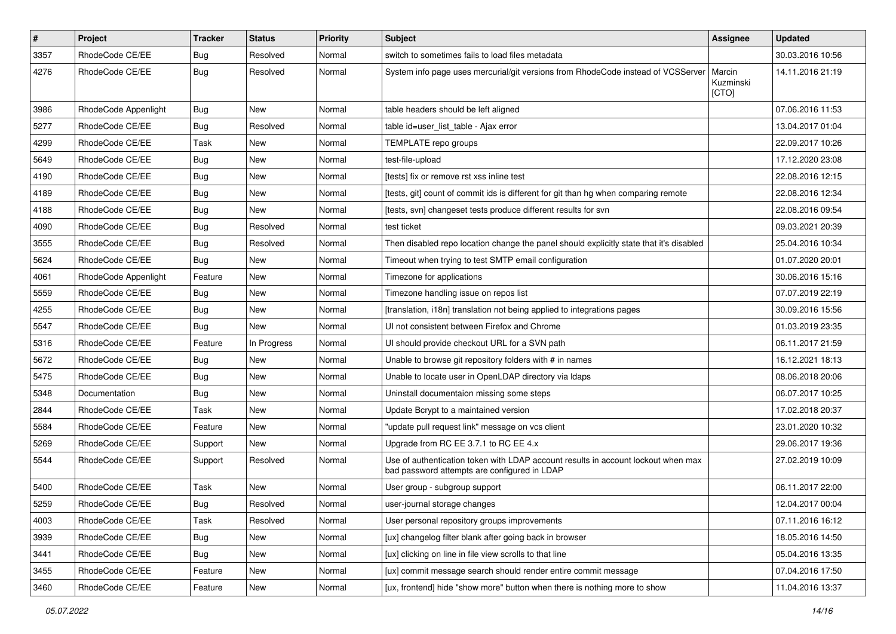| # | Project | Tracker | Status | Priority | Subject | Assignee | Updated |
|---|---|---|---|---|---|---|---|
| 3357 | RhodeCode CE/EE | Bug | Resolved | Normal | switch to sometimes fails to load files metadata | | 30.03.2016 10:56 |
| 4276 | RhodeCode CE/EE | Bug | Resolved | Normal | System info page uses mercurial/git versions from RhodeCode instead of VCSServer | Marcin Kuzminski [CTO] | 14.11.2016 21:19 |
| 3986 | RhodeCode Appenlight | Bug | New | Normal | table headers should be left aligned | | 07.06.2016 11:53 |
| 5277 | RhodeCode CE/EE | Bug | Resolved | Normal | table id=user_list_table - Ajax error | | 13.04.2017 01:04 |
| 4299 | RhodeCode CE/EE | Task | New | Normal | TEMPLATE repo groups | | 22.09.2017 10:26 |
| 5649 | RhodeCode CE/EE | Bug | New | Normal | test-file-upload | | 17.12.2020 23:08 |
| 4190 | RhodeCode CE/EE | Bug | New | Normal | [tests] fix or remove rst xss inline test | | 22.08.2016 12:15 |
| 4189 | RhodeCode CE/EE | Bug | New | Normal | [tests, git] count of commit ids is different for git than hg when comparing remote | | 22.08.2016 12:34 |
| 4188 | RhodeCode CE/EE | Bug | New | Normal | [tests, svn] changeset tests produce different results for svn | | 22.08.2016 09:54 |
| 4090 | RhodeCode CE/EE | Bug | Resolved | Normal | test ticket | | 09.03.2021 20:39 |
| 3555 | RhodeCode CE/EE | Bug | Resolved | Normal | Then disabled repo location change the panel should explicitly state that it's disabled | | 25.04.2016 10:34 |
| 5624 | RhodeCode CE/EE | Bug | New | Normal | Timeout when trying to test SMTP email configuration | | 01.07.2020 20:01 |
| 4061 | RhodeCode Appenlight | Feature | New | Normal | Timezone for applications | | 30.06.2016 15:16 |
| 5559 | RhodeCode CE/EE | Bug | New | Normal | Timezone handling issue on repos list | | 07.07.2019 22:19 |
| 4255 | RhodeCode CE/EE | Bug | New | Normal | [translation, i18n] translation not being applied to integrations pages | | 30.09.2016 15:56 |
| 5547 | RhodeCode CE/EE | Bug | New | Normal | UI not consistent between Firefox and Chrome | | 01.03.2019 23:35 |
| 5316 | RhodeCode CE/EE | Feature | In Progress | Normal | UI should provide checkout URL for a SVN path | | 06.11.2017 21:59 |
| 5672 | RhodeCode CE/EE | Bug | New | Normal | Unable to browse git repository folders with # in names | | 16.12.2021 18:13 |
| 5475 | RhodeCode CE/EE | Bug | New | Normal | Unable to locate user in OpenLDAP directory via ldaps | | 08.06.2018 20:06 |
| 5348 | Documentation | Bug | New | Normal | Uninstall documentaion missing some steps | | 06.07.2017 10:25 |
| 2844 | RhodeCode CE/EE | Task | New | Normal | Update Bcrypt to a maintained version | | 17.02.2018 20:37 |
| 5584 | RhodeCode CE/EE | Feature | New | Normal | "update pull request link" message on vcs client | | 23.01.2020 10:32 |
| 5269 | RhodeCode CE/EE | Support | New | Normal | Upgrade from RC EE 3.7.1 to RC EE 4.x | | 29.06.2017 19:36 |
| 5544 | RhodeCode CE/EE | Support | Resolved | Normal | Use of authentication token with LDAP account results in account lockout when max bad password attempts are configured in LDAP | | 27.02.2019 10:09 |
| 5400 | RhodeCode CE/EE | Task | New | Normal | User group - subgroup support | | 06.11.2017 22:00 |
| 5259 | RhodeCode CE/EE | Bug | Resolved | Normal | user-journal storage changes | | 12.04.2017 00:04 |
| 4003 | RhodeCode CE/EE | Task | Resolved | Normal | User personal repository groups improvements | | 07.11.2016 16:12 |
| 3939 | RhodeCode CE/EE | Bug | New | Normal | [ux] changelog filter blank after going back in browser | | 18.05.2016 14:50 |
| 3441 | RhodeCode CE/EE | Bug | New | Normal | [ux] clicking on line in file view scrolls to that line | | 05.04.2016 13:35 |
| 3455 | RhodeCode CE/EE | Feature | New | Normal | [ux] commit message search should render entire commit message | | 07.04.2016 17:50 |
| 3460 | RhodeCode CE/EE | Feature | New | Normal | [ux, frontend] hide "show more" button when there is nothing more to show | | 11.04.2016 13:37 |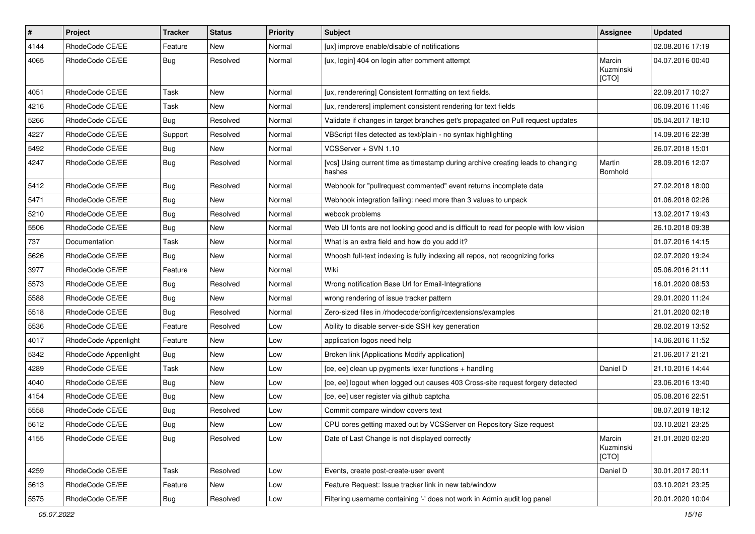| # | Project | Tracker | Status | Priority | Subject | Assignee | Updated |
|---|---|---|---|---|---|---|---|
| 4144 | RhodeCode CE/EE | Feature | New | Normal | [ux] improve enable/disable of notifications | | 02.08.2016 17:19 |
| 4065 | RhodeCode CE/EE | Bug | Resolved | Normal | [ux, login] 404 on login after comment attempt | Marcin Kuzminski [CTO] | 04.07.2016 00:40 |
| 4051 | RhodeCode CE/EE | Task | New | Normal | [ux, renderering] Consistent formatting on text fields. | | 22.09.2017 10:27 |
| 4216 | RhodeCode CE/EE | Task | New | Normal | [ux, renderers] implement consistent rendering for text fields | | 06.09.2016 11:46 |
| 5266 | RhodeCode CE/EE | Bug | Resolved | Normal | Validate if changes in target branches get's propagated on Pull request updates | | 05.04.2017 18:10 |
| 4227 | RhodeCode CE/EE | Support | Resolved | Normal | VBScript files detected as text/plain - no syntax highlighting | | 14.09.2016 22:38 |
| 5492 | RhodeCode CE/EE | Bug | New | Normal | VCSServer + SVN 1.10 | | 26.07.2018 15:01 |
| 4247 | RhodeCode CE/EE | Bug | Resolved | Normal | [vcs] Using current time as timestamp during archive creating leads to changing hashes | Martin Bornhold | 28.09.2016 12:07 |
| 5412 | RhodeCode CE/EE | Bug | Resolved | Normal | Webhook for "pullrequest commented" event returns incomplete data | | 27.02.2018 18:00 |
| 5471 | RhodeCode CE/EE | Bug | New | Normal | Webhook integration failing: need more than 3 values to unpack | | 01.06.2018 02:26 |
| 5210 | RhodeCode CE/EE | Bug | Resolved | Normal | webook problems | | 13.02.2017 19:43 |
| 5506 | RhodeCode CE/EE | Bug | New | Normal | Web UI fonts are not looking good and is difficult to read for people with low vision | | 26.10.2018 09:38 |
| 737 | Documentation | Task | New | Normal | What is an extra field and how do you add it? | | 01.07.2016 14:15 |
| 5626 | RhodeCode CE/EE | Bug | New | Normal | Whoosh full-text indexing is fully indexing all repos, not recognizing forks | | 02.07.2020 19:24 |
| 3977 | RhodeCode CE/EE | Feature | New | Normal | Wiki | | 05.06.2016 21:11 |
| 5573 | RhodeCode CE/EE | Bug | Resolved | Normal | Wrong notification Base Url for Email-Integrations | | 16.01.2020 08:53 |
| 5588 | RhodeCode CE/EE | Bug | New | Normal | wrong rendering of issue tracker pattern | | 29.01.2020 11:24 |
| 5518 | RhodeCode CE/EE | Bug | Resolved | Normal | Zero-sized files in /rhodecode/config/rcextensions/examples | | 21.01.2020 02:18 |
| 5536 | RhodeCode CE/EE | Feature | Resolved | Low | Ability to disable server-side SSH key generation | | 28.02.2019 13:52 |
| 4017 | RhodeCode Appenlight | Feature | New | Low | application logos need help | | 14.06.2016 11:52 |
| 5342 | RhodeCode Appenlight | Bug | New | Low | Broken link [Applications Modify application] | | 21.06.2017 21:21 |
| 4289 | RhodeCode CE/EE | Task | New | Low | [ce, ee] clean up pygments lexer functions + handling | Daniel D | 21.10.2016 14:44 |
| 4040 | RhodeCode CE/EE | Bug | New | Low | [ce, ee] logout when logged out causes 403 Cross-site request forgery detected | | 23.06.2016 13:40 |
| 4154 | RhodeCode CE/EE | Bug | New | Low | [ce, ee] user register via github captcha | | 05.08.2016 22:51 |
| 5558 | RhodeCode CE/EE | Bug | Resolved | Low | Commit compare window covers text | | 08.07.2019 18:12 |
| 5612 | RhodeCode CE/EE | Bug | New | Low | CPU cores getting maxed out by VCSServer on Repository Size request | | 03.10.2021 23:25 |
| 4155 | RhodeCode CE/EE | Bug | Resolved | Low | Date of Last Change is not displayed correctly | Marcin Kuzminski [CTO] | 21.01.2020 02:20 |
| 4259 | RhodeCode CE/EE | Task | Resolved | Low | Events, create post-create-user event | Daniel D | 30.01.2017 20:11 |
| 5613 | RhodeCode CE/EE | Feature | New | Low | Feature Request: Issue tracker link in new tab/window | | 03.10.2021 23:25 |
| 5575 | RhodeCode CE/EE | Bug | Resolved | Low | Filtering username containing '-' does not work in Admin audit log panel | | 20.01.2020 10:04 |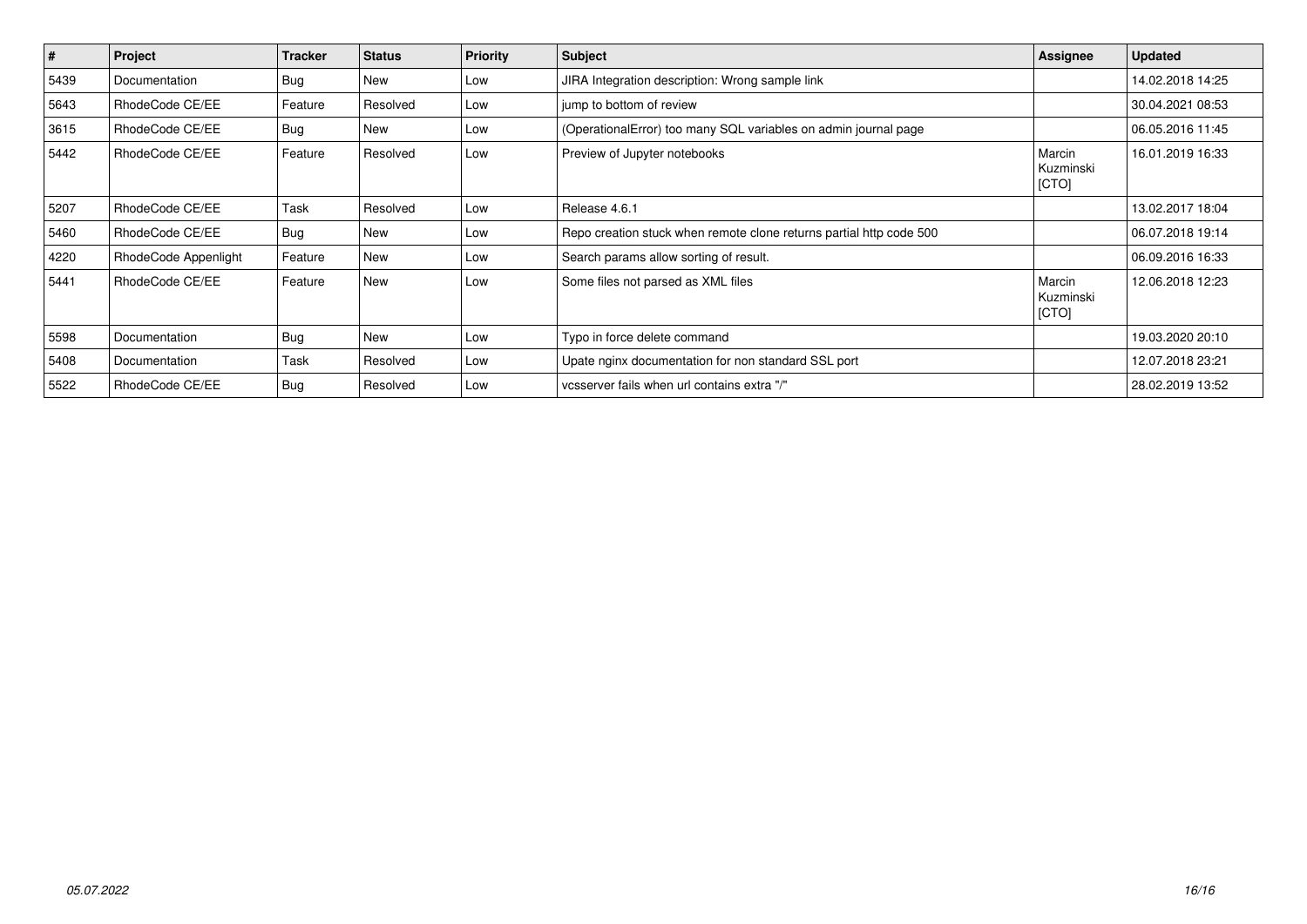| # | Project | Tracker | Status | Priority | Subject | Assignee | Updated |
|---|---|---|---|---|---|---|---|
| 5439 | Documentation | Bug | New | Low | JIRA Integration description: Wrong sample link | | 14.02.2018 14:25 |
| 5643 | RhodeCode CE/EE | Feature | Resolved | Low | jump to bottom of review | | 30.04.2021 08:53 |
| 3615 | RhodeCode CE/EE | Bug | New | Low | (OperationalError) too many SQL variables on admin journal page | | 06.05.2016 11:45 |
| 5442 | RhodeCode CE/EE | Feature | Resolved | Low | Preview of Jupyter notebooks | Marcin Kuzminski [CTO] | 16.01.2019 16:33 |
| 5207 | RhodeCode CE/EE | Task | Resolved | Low | Release 4.6.1 | | 13.02.2017 18:04 |
| 5460 | RhodeCode CE/EE | Bug | New | Low | Repo creation stuck when remote clone returns partial http code 500 | | 06.07.2018 19:14 |
| 4220 | RhodeCode Appenlight | Feature | New | Low | Search params allow sorting of result. | | 06.09.2016 16:33 |
| 5441 | RhodeCode CE/EE | Feature | New | Low | Some files not parsed as XML files | Marcin Kuzminski [CTO] | 12.06.2018 12:23 |
| 5598 | Documentation | Bug | New | Low | Typo in force delete command | | 19.03.2020 20:10 |
| 5408 | Documentation | Task | Resolved | Low | Upate nginx documentation for non standard SSL port | | 12.07.2018 23:21 |
| 5522 | RhodeCode CE/EE | Bug | Resolved | Low | vcsserver fails when url contains extra "/" | | 28.02.2019 13:52 |